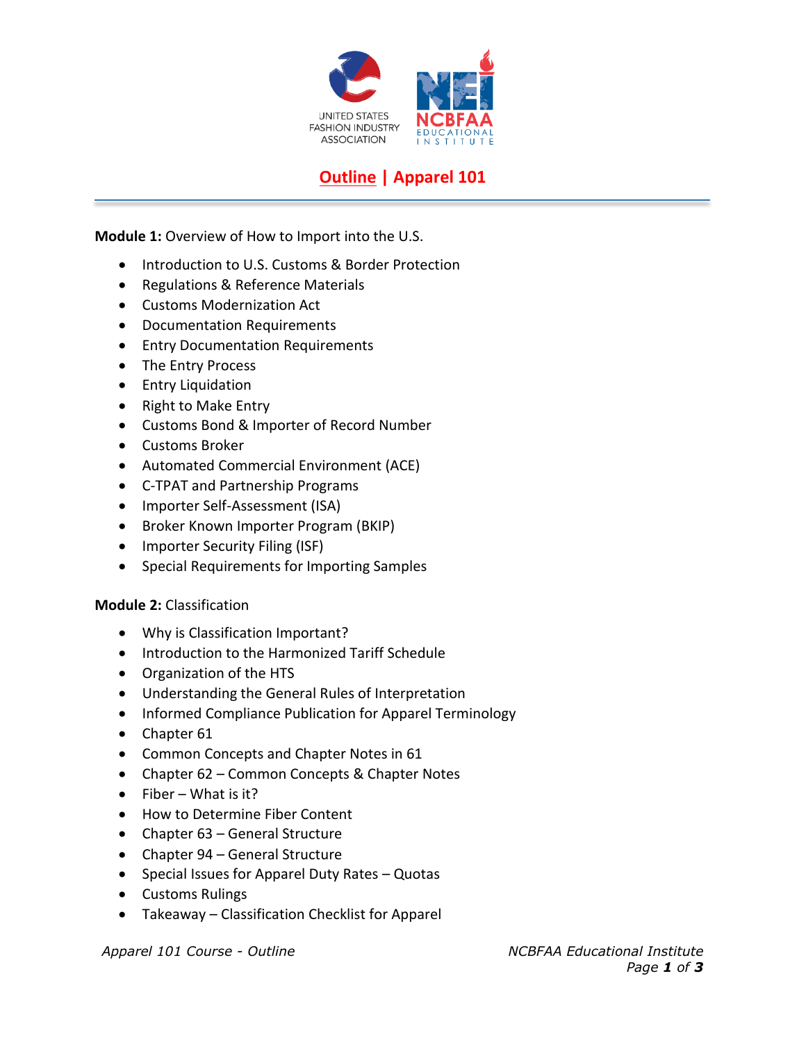UNITED STATES FASHION INDUSTRY ASSOCIATION

NCBFAA EDUCATIONAL INSTITUTE

# Outline | Apparel 101

**Module 1:** Overview of How to Import into the U.S.

- Introduction to U.S. Customs & Border Protection
- Regulations & Reference Materials
- Customs Modernization Act
- Documentation Requirements
- Entry Documentation Requirements
- The Entry Process
- Entry Liquidation
- Right to Make Entry
- Customs Bond & Importer of Record Number
- Customs Broker
- Automated Commercial Environment (ACE)
- C-TPAT and Partnership Programs
- Importer Self-Assessment (ISA)
- Broker Known Importer Program (BKIP)
- Importer Security Filing (ISF)
- Special Requirements for Importing Samples

**Module 2:** Classification

- Why is Classification Important?
- Introduction to the Harmonized Tariff Schedule
- Organization of the HTS
- Understanding the General Rules of Interpretation
- Informed Compliance Publication for Apparel Terminology
- Chapter 61
- Common Concepts and Chapter Notes in 61
- Chapter 62 – Common Concepts & Chapter Notes
- Fiber – What is it?
- How to Determine Fiber Content
- Chapter 63 – General Structure
- Chapter 94 – General Structure
- Special Issues for Apparel Duty Rates – Quotas
- Customs Rulings
- Takeaway – Classification Checklist for Apparel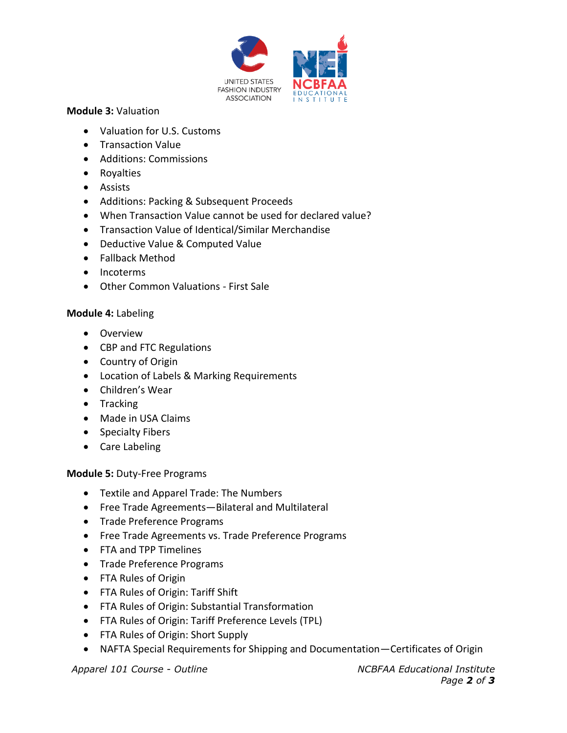**Module 3:** Valuation

- Valuation for U.S. Customs
- Transaction Value
- Additions: Commissions
- Royalties
- Assists
- Additions: Packing & Subsequent Proceeds
- When Transaction Value cannot be used for declared value?
- Transaction Value of Identical/Similar Merchandise
- Deductive Value & Computed Value
- Fallback Method
- Incoterms
- Other Common Valuations - First Sale

**Module 4:** Labeling

- Overview
- CBP and FTC Regulations
- Country of Origin
- Location of Labels & Marking Requirements
- Children's Wear
- Tracking
- Made in USA Claims
- Specialty Fibers
- Care Labeling

**Module 5:** Duty-Free Programs

- Textile and Apparel Trade: The Numbers
- Free Trade Agreements—Bilateral and Multilateral
- Trade Preference Programs
- Free Trade Agreements vs. Trade Preference Programs
- FTA and TPP Timelines
- Trade Preference Programs
- FTA Rules of Origin
- FTA Rules of Origin: Tariff Shift
- FTA Rules of Origin: Substantial Transformation
- FTA Rules of Origin: Tariff Preference Levels (TPL)
- FTA Rules of Origin: Short Supply
- NAFTA Special Requirements for Shipping and Documentation—Certificates of Origin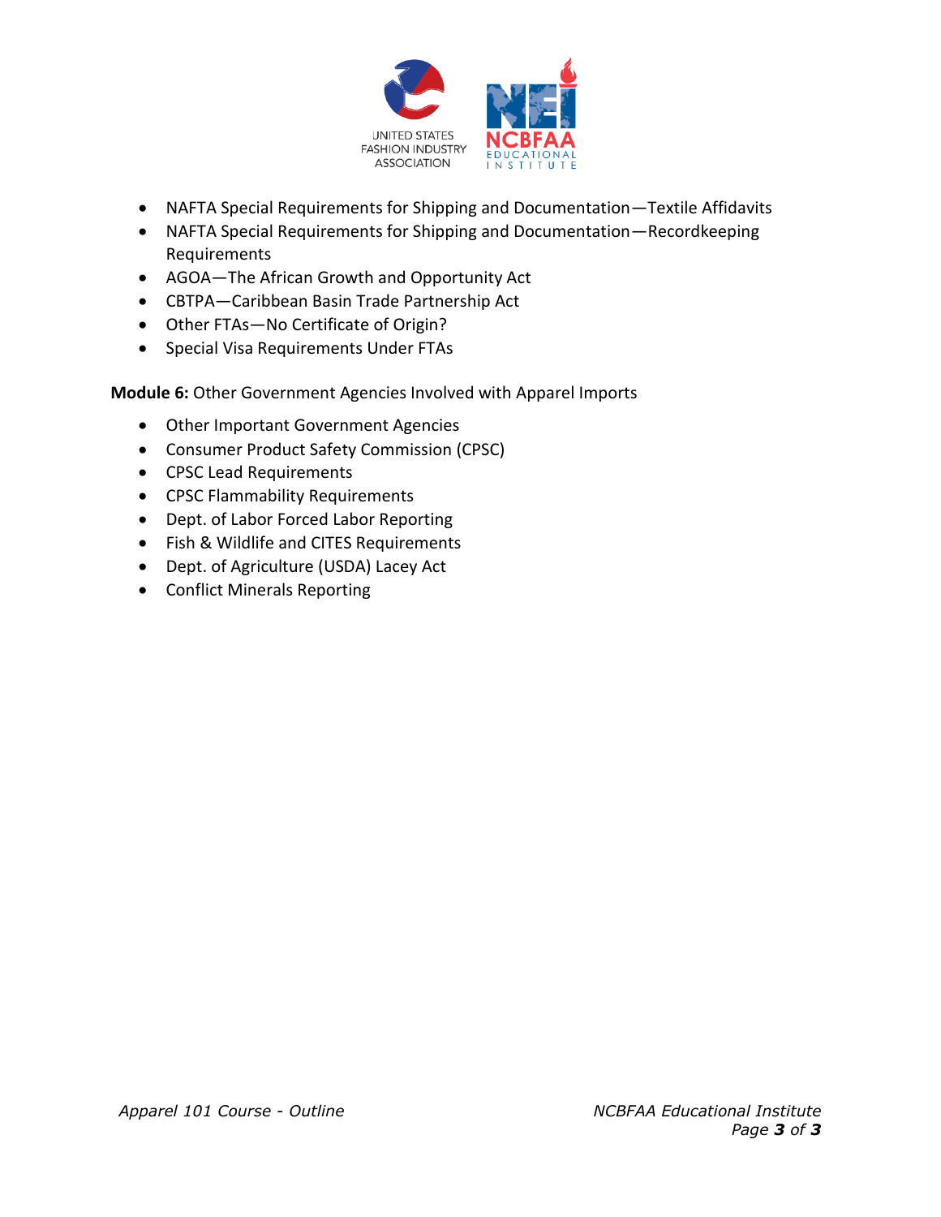- NAFTA Special Requirements for Shipping and Documentation—Textile Affidavits
- NAFTA Special Requirements for Shipping and Documentation—Recordkeeping Requirements
- AGOA—The African Growth and Opportunity Act
- CBTPA—Caribbean Basin Trade Partnership Act
- Other FTAs—No Certificate of Origin?
- Special Visa Requirements Under FTAs

**Module 6:** Other Government Agencies Involved with Apparel Imports

- Other Important Government Agencies
- Consumer Product Safety Commission (CPSC)
- CPSC Lead Requirements
- CPSC Flammability Requirements
- Dept. of Labor Forced Labor Reporting
- Fish & Wildlife and CITES Requirements
- Dept. of Agriculture (USDA) Lacey Act
- Conflict Minerals Reporting